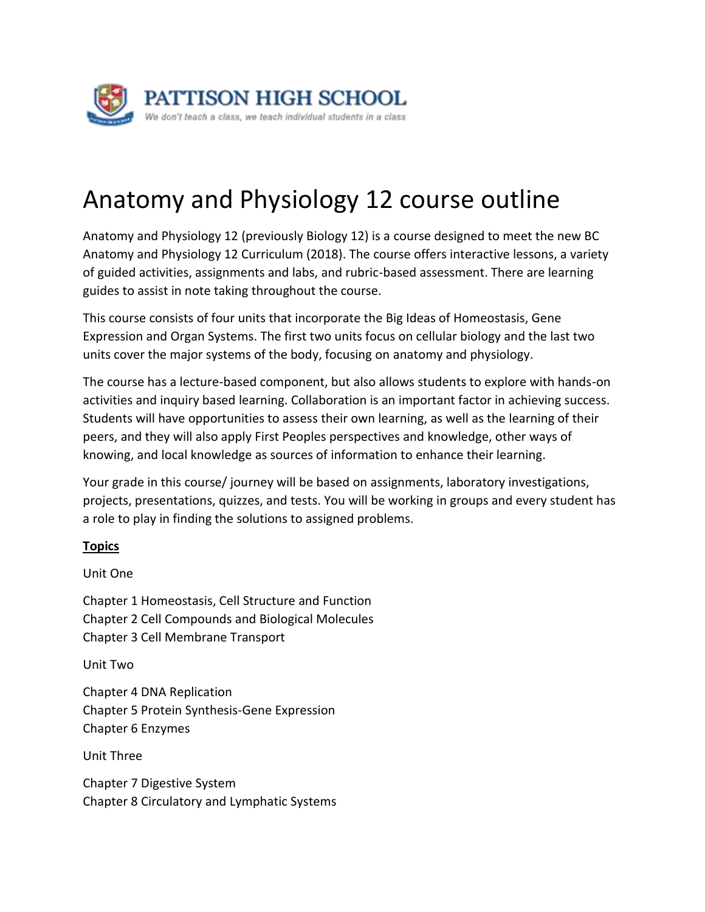**PATTISON HIGH SCHOOL**

*We don't teach a class, we teach individual students in a class*

# Anatomy and Physiology 12 course outline

Anatomy and Physiology 12 (previously Biology 12) is a course designed to meet the new BC Anatomy and Physiology 12 Curriculum (2018). The course offers interactive lessons, a variety of guided activities, assignments and labs, and rubric-based assessment. There are learning guides to assist in note taking throughout the course.

This course consists of four units that incorporate the Big Ideas of Homeostasis, Gene Expression and Organ Systems. The first two units focus on cellular biology and the last two units cover the major systems of the body, focusing on anatomy and physiology.

The course has a lecture-based component, but also allows students to explore with hands-on activities and inquiry based learning. Collaboration is an important factor in achieving success. Students will have opportunities to assess their own learning, as well as the learning of their peers, and they will also apply First Peoples perspectives and knowledge, other ways of knowing, and local knowledge as sources of information to enhance their learning.

Your grade in this course/ journey will be based on assignments, laboratory investigations, projects, presentations, quizzes, and tests. You will be working in groups and every student has a role to play in finding the solutions to assigned problems.

**Topics**

Unit One

Chapter 1 Homeostasis, Cell Structure and Function
Chapter 2 Cell Compounds and Biological Molecules
Chapter 3 Cell Membrane Transport

Unit Two

Chapter 4 DNA Replication
Chapter 5 Protein Synthesis-Gene Expression
Chapter 6 Enzymes

Unit Three

Chapter 7 Digestive System
Chapter 8 Circulatory and Lymphatic Systems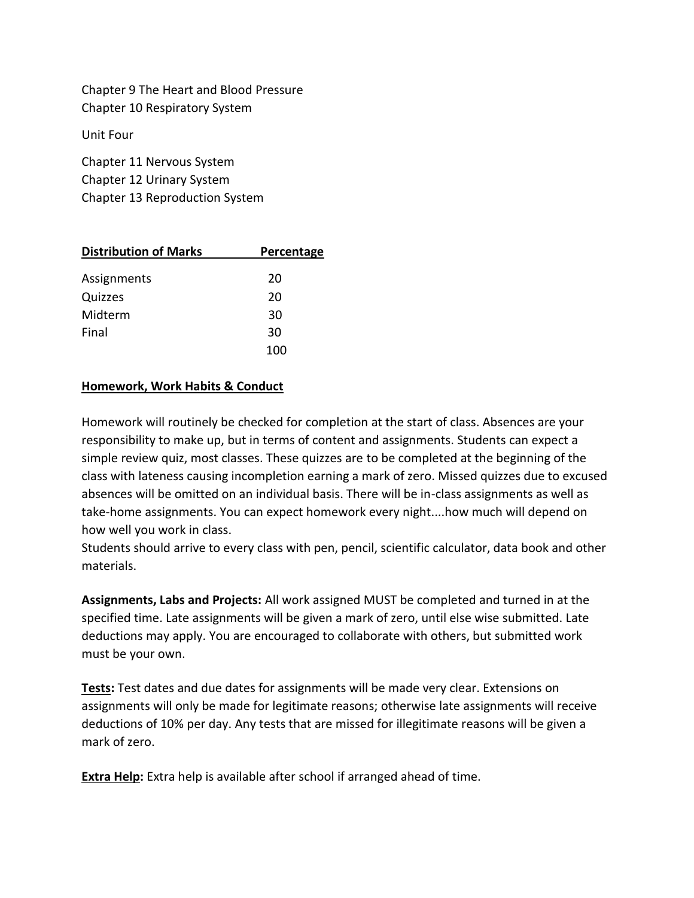Chapter 9 The Heart and Blood Pressure
Chapter 10 Respiratory System

Unit Four

Chapter 11 Nervous System
Chapter 12 Urinary System
Chapter 13 Reproduction System

| **Distribution of Marks** | **Percentage** |
|---|---|
| Assignments | 20 |
| Quizzes | 20 |
| Midterm | 30 |
| Final | 30 |
| | 100 |

**Homework, Work Habits & Conduct**

Homework will routinely be checked for completion at the start of class. Absences are your responsibility to make up, but in terms of content and assignments. Students can expect a simple review quiz, most classes. These quizzes are to be completed at the beginning of the class with lateness causing incompletion earning a mark of zero. Missed quizzes due to excused absences will be omitted on an individual basis. There will be in-class assignments as well as take-home assignments. You can expect homework every night....how much will depend on how well you work in class.
Students should arrive to every class with pen, pencil, scientific calculator, data book and other materials.

**Assignments, Labs and Projects:** All work assigned MUST be completed and turned in at the specified time. Late assignments will be given a mark of zero, until else wise submitted. Late deductions may apply. You are encouraged to collaborate with others, but submitted work must be your own.

**Tests:** Test dates and due dates for assignments will be made very clear. Extensions on assignments will only be made for legitimate reasons; otherwise late assignments will receive deductions of 10% per day. Any tests that are missed for illegitimate reasons will be given a mark of zero.

**Extra Help:** Extra help is available after school if arranged ahead of time.